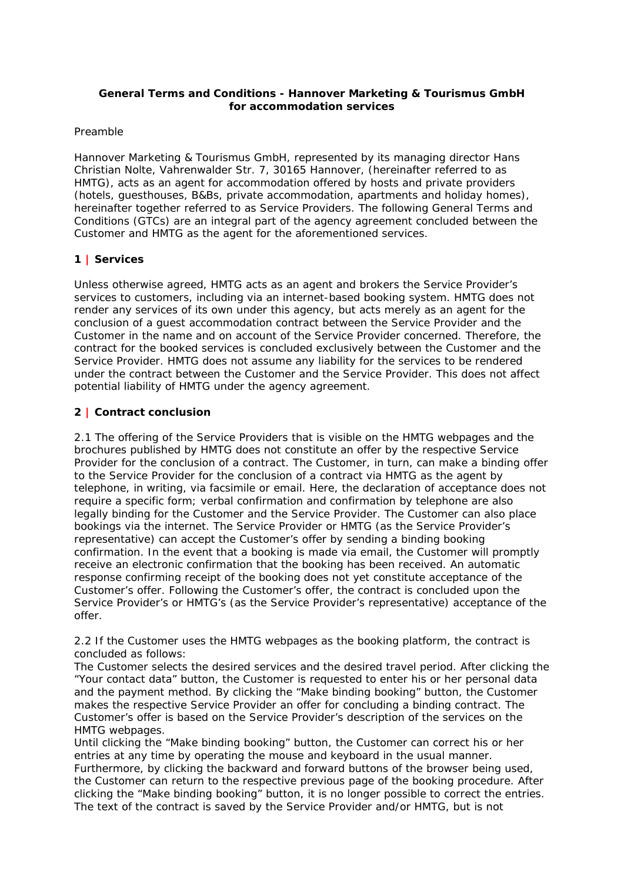**General Terms and Conditions - Hannover Marketing & Tourismus GmbH for accommodation services**

Preamble

Hannover Marketing & Tourismus GmbH, represented by its managing director Hans Christian Nolte, Vahrenwalder Str. 7, 30165 Hannover, (hereinafter referred to as HMTG), acts as an agent for accommodation offered by hosts and private providers (hotels, guesthouses, B&Bs, private accommodation, apartments and holiday homes), hereinafter together referred to as Service Providers. The following General Terms and Conditions (GTCs) are an integral part of the agency agreement concluded between the Customer and HMTG as the agent for the aforementioned services.

## 1 | Services

Unless otherwise agreed, HMTG acts as an agent and brokers the Service Provider's services to customers, including via an internet-based booking system. HMTG does not render any services of its own under this agency, but acts merely as an agent for the conclusion of a guest accommodation contract between the Service Provider and the Customer in the name and on account of the Service Provider concerned. Therefore, the contract for the booked services is concluded exclusively between the Customer and the Service Provider. HMTG does not assume any liability for the services to be rendered under the contract between the Customer and the Service Provider. This does not affect potential liability of HMTG under the agency agreement.

## 2 | Contract conclusion

2.1 The offering of the Service Providers that is visible on the HMTG webpages and the brochures published by HMTG does not constitute an offer by the respective Service Provider for the conclusion of a contract. The Customer, in turn, can make a binding offer to the Service Provider for the conclusion of a contract via HMTG as the agent by telephone, in writing, via facsimile or email. Here, the declaration of acceptance does not require a specific form; verbal confirmation and confirmation by telephone are also legally binding for the Customer and the Service Provider. The Customer can also place bookings via the internet. The Service Provider or HMTG (as the Service Provider's representative) can accept the Customer's offer by sending a binding booking confirmation. In the event that a booking is made via email, the Customer will promptly receive an electronic confirmation that the booking has been received. An automatic response confirming receipt of the booking does not yet constitute acceptance of the Customer's offer. Following the Customer's offer, the contract is concluded upon the Service Provider's or HMTG's (as the Service Provider's representative) acceptance of the offer.

2.2 If the Customer uses the HMTG webpages as the booking platform, the contract is concluded as follows:
The Customer selects the desired services and the desired travel period. After clicking the "Your contact data" button, the Customer is requested to enter his or her personal data and the payment method. By clicking the "Make binding booking" button, the Customer makes the respective Service Provider an offer for concluding a binding contract. The Customer's offer is based on the Service Provider's description of the services on the HMTG webpages.
Until clicking the "Make binding booking" button, the Customer can correct his or her entries at any time by operating the mouse and keyboard in the usual manner. Furthermore, by clicking the backward and forward buttons of the browser being used, the Customer can return to the respective previous page of the booking procedure. After clicking the "Make binding booking" button, it is no longer possible to correct the entries. The text of the contract is saved by the Service Provider and/or HMTG, but is not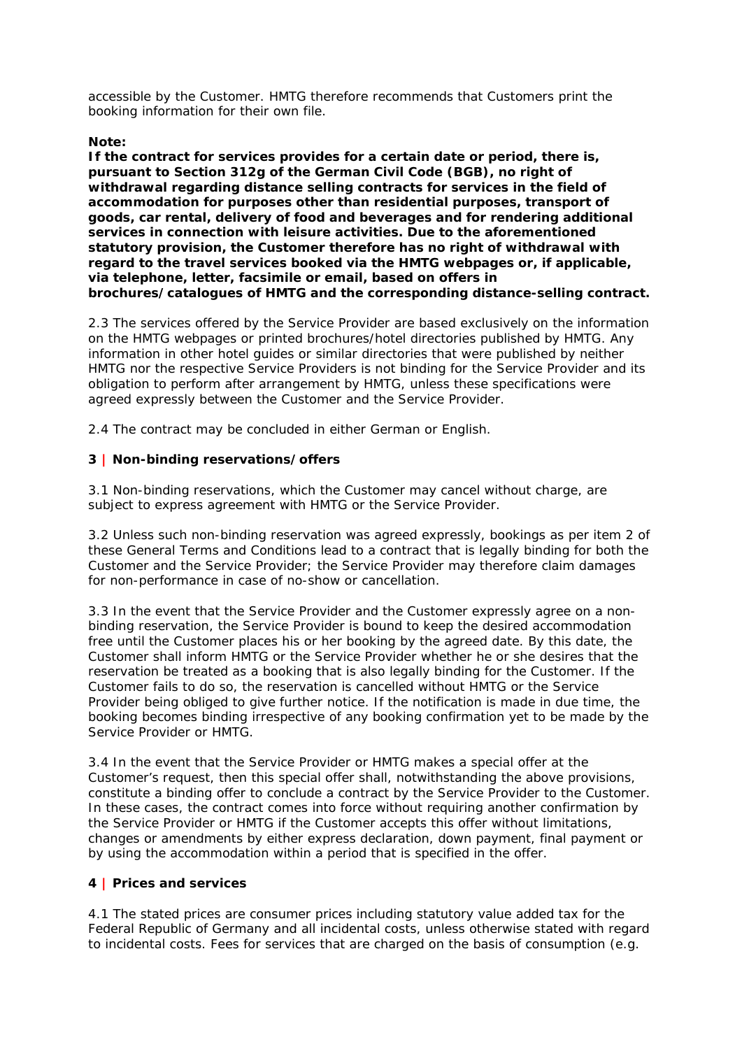accessible by the Customer. HMTG therefore recommends that Customers print the booking information for their own file.

**Note:**
**If the contract for services provides for a certain date or period, there is, pursuant to Section 312g of the German Civil Code (BGB), no right of withdrawal regarding distance selling contracts for services in the field of accommodation for purposes other than residential purposes, transport of goods, car rental, delivery of food and beverages and for rendering additional services in connection with leisure activities. Due to the aforementioned statutory provision, the Customer therefore has no right of withdrawal with regard to the travel services booked via the HMTG webpages or, if applicable, via telephone, letter, facsimile or email, based on offers in brochures/catalogues of HMTG and the corresponding distance-selling contract.**

2.3 The services offered by the Service Provider are based exclusively on the information on the HMTG webpages or printed brochures/hotel directories published by HMTG. Any information in other hotel guides or similar directories that were published by neither HMTG nor the respective Service Providers is not binding for the Service Provider and its obligation to perform after arrangement by HMTG, unless these specifications were agreed expressly between the Customer and the Service Provider.

2.4 The contract may be concluded in either German or English.

## 3 | Non-binding reservations/offers

3.1 Non-binding reservations, which the Customer may cancel without charge, are subject to express agreement with HMTG or the Service Provider.

3.2 Unless such non-binding reservation was agreed expressly, bookings as per item 2 of these General Terms and Conditions lead to a contract that is legally binding for both the Customer and the Service Provider; the Service Provider may therefore claim damages for non-performance in case of no-show or cancellation.

3.3 In the event that the Service Provider and the Customer expressly agree on a non-binding reservation, the Service Provider is bound to keep the desired accommodation free until the Customer places his or her booking by the agreed date. By this date, the Customer shall inform HMTG or the Service Provider whether he or she desires that the reservation be treated as a booking that is also legally binding for the Customer. If the Customer fails to do so, the reservation is cancelled without HMTG or the Service Provider being obliged to give further notice. If the notification is made in due time, the booking becomes binding irrespective of any booking confirmation yet to be made by the Service Provider or HMTG.

3.4 In the event that the Service Provider or HMTG makes a special offer at the Customer's request, then this special offer shall, notwithstanding the above provisions, constitute a binding offer to conclude a contract by the Service Provider to the Customer. In these cases, the contract comes into force without requiring another confirmation by the Service Provider or HMTG if the Customer accepts this offer without limitations, changes or amendments by either express declaration, down payment, final payment or by using the accommodation within a period that is specified in the offer.

## 4 | Prices and services

4.1 The stated prices are consumer prices including statutory value added tax for the Federal Republic of Germany and all incidental costs, unless otherwise stated with regard to incidental costs. Fees for services that are charged on the basis of consumption (e.g.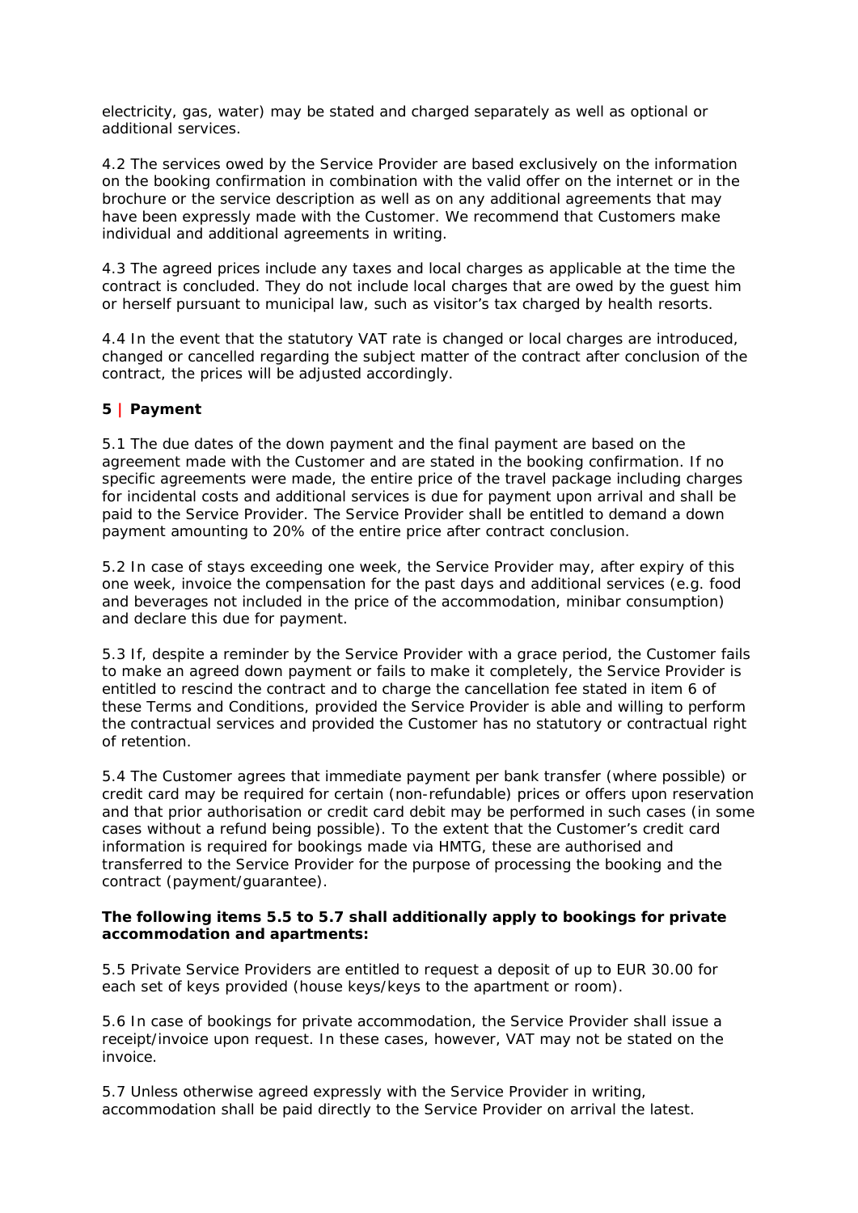electricity, gas, water) may be stated and charged separately as well as optional or additional services.

4.2 The services owed by the Service Provider are based exclusively on the information on the booking confirmation in combination with the valid offer on the internet or in the brochure or the service description as well as on any additional agreements that may have been expressly made with the Customer. We recommend that Customers make individual and additional agreements in writing.

4.3 The agreed prices include any taxes and local charges as applicable at the time the contract is concluded. They do not include local charges that are owed by the guest him or herself pursuant to municipal law, such as visitor's tax charged by health resorts.

4.4 In the event that the statutory VAT rate is changed or local charges are introduced, changed or cancelled regarding the subject matter of the contract after conclusion of the contract, the prices will be adjusted accordingly.

## 5 | Payment

5.1 The due dates of the down payment and the final payment are based on the agreement made with the Customer and are stated in the booking confirmation. If no specific agreements were made, the entire price of the travel package including charges for incidental costs and additional services is due for payment upon arrival and shall be paid to the Service Provider. The Service Provider shall be entitled to demand a down payment amounting to 20% of the entire price after contract conclusion.

5.2 In case of stays exceeding one week, the Service Provider may, after expiry of this one week, invoice the compensation for the past days and additional services (e.g. food and beverages not included in the price of the accommodation, minibar consumption) and declare this due for payment.

5.3 If, despite a reminder by the Service Provider with a grace period, the Customer fails to make an agreed down payment or fails to make it completely, the Service Provider is entitled to rescind the contract and to charge the cancellation fee stated in item 6 of these Terms and Conditions, provided the Service Provider is able and willing to perform the contractual services and provided the Customer has no statutory or contractual right of retention.

5.4 The Customer agrees that immediate payment per bank transfer (where possible) or credit card may be required for certain (non-refundable) prices or offers upon reservation and that prior authorisation or credit card debit may be performed in such cases (in some cases without a refund being possible). To the extent that the Customer's credit card information is required for bookings made via HMTG, these are authorised and transferred to the Service Provider for the purpose of processing the booking and the contract (payment/guarantee).

**The following items 5.5 to 5.7 shall additionally apply to bookings for private accommodation and apartments:**

5.5 Private Service Providers are entitled to request a deposit of up to EUR 30.00 for each set of keys provided (house keys/keys to the apartment or room).

5.6 In case of bookings for private accommodation, the Service Provider shall issue a receipt/invoice upon request. In these cases, however, VAT may not be stated on the invoice.

5.7 Unless otherwise agreed expressly with the Service Provider in writing, accommodation shall be paid directly to the Service Provider on arrival the latest.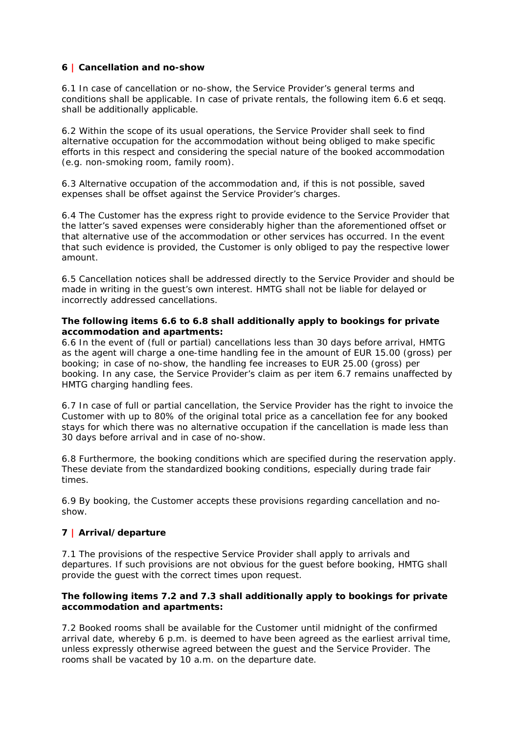## 6 | Cancellation and no-show

6.1 In case of cancellation or no-show, the Service Provider's general terms and conditions shall be applicable. In case of private rentals, the following item 6.6 et seqq. shall be additionally applicable.

6.2 Within the scope of its usual operations, the Service Provider shall seek to find alternative occupation for the accommodation without being obliged to make specific efforts in this respect and considering the special nature of the booked accommodation (e.g. non-smoking room, family room).

6.3 Alternative occupation of the accommodation and, if this is not possible, saved expenses shall be offset against the Service Provider's charges.

6.4 The Customer has the express right to provide evidence to the Service Provider that the latter's saved expenses were considerably higher than the aforementioned offset or that alternative use of the accommodation or other services has occurred. In the event that such evidence is provided, the Customer is only obliged to pay the respective lower amount.

6.5 Cancellation notices shall be addressed directly to the Service Provider and should be made in writing in the guest's own interest. HMTG shall not be liable for delayed or incorrectly addressed cancellations.

**The following items 6.6 to 6.8 shall additionally apply to bookings for private accommodation and apartments:**

6.6 In the event of (full or partial) cancellations less than 30 days before arrival, HMTG as the agent will charge a one-time handling fee in the amount of EUR 15.00 (gross) per booking; in case of no-show, the handling fee increases to EUR 25.00 (gross) per booking. In any case, the Service Provider's claim as per item 6.7 remains unaffected by HMTG charging handling fees.

6.7 In case of full or partial cancellation, the Service Provider has the right to invoice the Customer with up to 80% of the original total price as a cancellation fee for any booked stays for which there was no alternative occupation if the cancellation is made less than 30 days before arrival and in case of no-show.

6.8 Furthermore, the booking conditions which are specified during the reservation apply. These deviate from the standardized booking conditions, especially during trade fair times.

6.9 By booking, the Customer accepts these provisions regarding cancellation and no-show.

## 7 | Arrival/departure

7.1 The provisions of the respective Service Provider shall apply to arrivals and departures. If such provisions are not obvious for the guest before booking, HMTG shall provide the guest with the correct times upon request.

**The following items 7.2 and 7.3 shall additionally apply to bookings for private accommodation and apartments:**

7.2 Booked rooms shall be available for the Customer until midnight of the confirmed arrival date, whereby 6 p.m. is deemed to have been agreed as the earliest arrival time, unless expressly otherwise agreed between the guest and the Service Provider. The rooms shall be vacated by 10 a.m. on the departure date.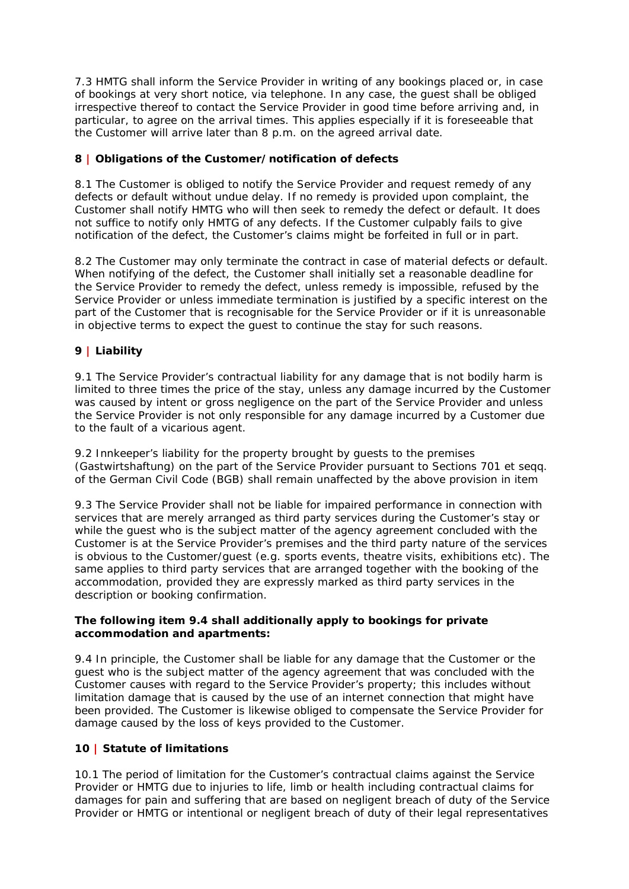7.3 HMTG shall inform the Service Provider in writing of any bookings placed or, in case of bookings at very short notice, via telephone. In any case, the guest shall be obliged irrespective thereof to contact the Service Provider in good time before arriving and, in particular, to agree on the arrival times. This applies especially if it is foreseeable that the Customer will arrive later than 8 p.m. on the agreed arrival date.

## 8 | Obligations of the Customer/notification of defects

8.1 The Customer is obliged to notify the Service Provider and request remedy of any defects or default without undue delay. If no remedy is provided upon complaint, the Customer shall notify HMTG who will then seek to remedy the defect or default. It does not suffice to notify only HMTG of any defects. If the Customer culpably fails to give notification of the defect, the Customer's claims might be forfeited in full or in part.

8.2 The Customer may only terminate the contract in case of material defects or default. When notifying of the defect, the Customer shall initially set a reasonable deadline for the Service Provider to remedy the defect, unless remedy is impossible, refused by the Service Provider or unless immediate termination is justified by a specific interest on the part of the Customer that is recognisable for the Service Provider or if it is unreasonable in objective terms to expect the guest to continue the stay for such reasons.

## 9 | Liability

9.1 The Service Provider's contractual liability for any damage that is not bodily harm is limited to three times the price of the stay, unless any damage incurred by the Customer was caused by intent or gross negligence on the part of the Service Provider and unless the Service Provider is not only responsible for any damage incurred by a Customer due to the fault of a vicarious agent.

9.2 Innkeeper's liability for the property brought by guests to the premises (Gastwirtshaftung) on the part of the Service Provider pursuant to Sections 701 et seqq. of the German Civil Code (BGB) shall remain unaffected by the above provision in item

9.3 The Service Provider shall not be liable for impaired performance in connection with services that are merely arranged as third party services during the Customer's stay or while the guest who is the subject matter of the agency agreement concluded with the Customer is at the Service Provider's premises and the third party nature of the services is obvious to the Customer/guest (e.g. sports events, theatre visits, exhibitions etc). The same applies to third party services that are arranged together with the booking of the accommodation, provided they are expressly marked as third party services in the description or booking confirmation.

**The following item 9.4 shall additionally apply to bookings for private accommodation and apartments:**

9.4 In principle, the Customer shall be liable for any damage that the Customer or the guest who is the subject matter of the agency agreement that was concluded with the Customer causes with regard to the Service Provider's property; this includes without limitation damage that is caused by the use of an internet connection that might have been provided. The Customer is likewise obliged to compensate the Service Provider for damage caused by the loss of keys provided to the Customer.

## 10 | Statute of limitations

10.1 The period of limitation for the Customer's contractual claims against the Service Provider or HMTG due to injuries to life, limb or health including contractual claims for damages for pain and suffering that are based on negligent breach of duty of the Service Provider or HMTG or intentional or negligent breach of duty of their legal representatives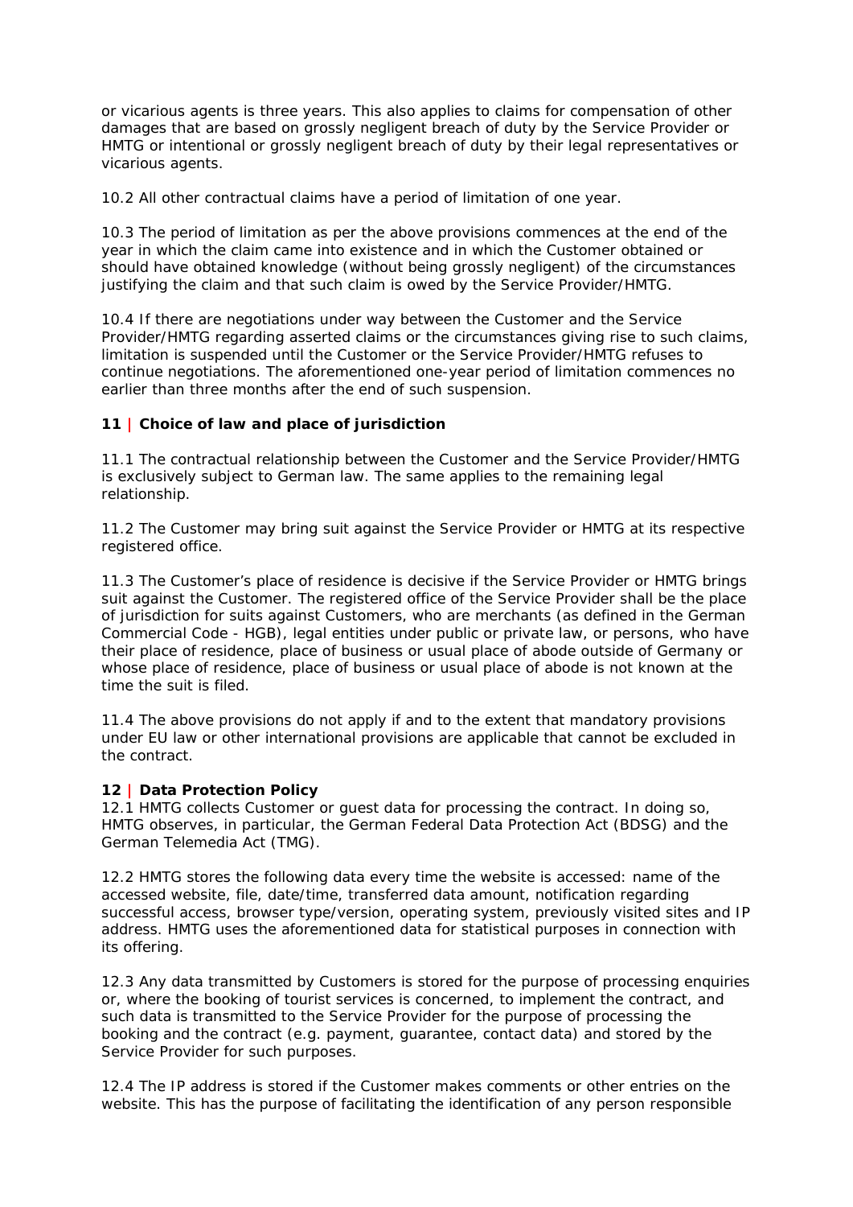or vicarious agents is three years. This also applies to claims for compensation of other damages that are based on grossly negligent breach of duty by the Service Provider or HMTG or intentional or grossly negligent breach of duty by their legal representatives or vicarious agents.

10.2 All other contractual claims have a period of limitation of one year.

10.3 The period of limitation as per the above provisions commences at the end of the year in which the claim came into existence and in which the Customer obtained or should have obtained knowledge (without being grossly negligent) of the circumstances justifying the claim and that such claim is owed by the Service Provider/HMTG.

10.4 If there are negotiations under way between the Customer and the Service Provider/HMTG regarding asserted claims or the circumstances giving rise to such claims, limitation is suspended until the Customer or the Service Provider/HMTG refuses to continue negotiations. The aforementioned one-year period of limitation commences no earlier than three months after the end of such suspension.

## 11 | Choice of law and place of jurisdiction

11.1 The contractual relationship between the Customer and the Service Provider/HMTG is exclusively subject to German law. The same applies to the remaining legal relationship.

11.2 The Customer may bring suit against the Service Provider or HMTG at its respective registered office.

11.3 The Customer's place of residence is decisive if the Service Provider or HMTG brings suit against the Customer. The registered office of the Service Provider shall be the place of jurisdiction for suits against Customers, who are merchants (as defined in the German Commercial Code - HGB), legal entities under public or private law, or persons, who have their place of residence, place of business or usual place of abode outside of Germany or whose place of residence, place of business or usual place of abode is not known at the time the suit is filed.

11.4 The above provisions do not apply if and to the extent that mandatory provisions under EU law or other international provisions are applicable that cannot be excluded in the contract.

## 12 | Data Protection Policy

12.1 HMTG collects Customer or guest data for processing the contract. In doing so, HMTG observes, in particular, the German Federal Data Protection Act (BDSG) and the German Telemedia Act (TMG).

12.2 HMTG stores the following data every time the website is accessed: name of the accessed website, file, date/time, transferred data amount, notification regarding successful access, browser type/version, operating system, previously visited sites and IP address. HMTG uses the aforementioned data for statistical purposes in connection with its offering.

12.3 Any data transmitted by Customers is stored for the purpose of processing enquiries or, where the booking of tourist services is concerned, to implement the contract, and such data is transmitted to the Service Provider for the purpose of processing the booking and the contract (e.g. payment, guarantee, contact data) and stored by the Service Provider for such purposes.

12.4 The IP address is stored if the Customer makes comments or other entries on the website. This has the purpose of facilitating the identification of any person responsible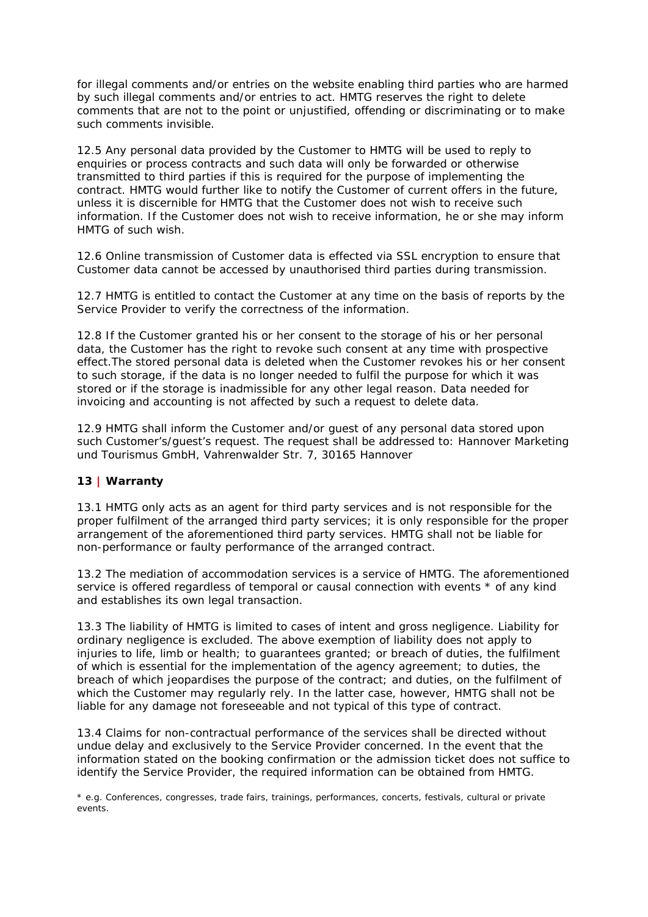for illegal comments and/or entries on the website enabling third parties who are harmed by such illegal comments and/or entries to act. HMTG reserves the right to delete comments that are not to the point or unjustified, offending or discriminating or to make such comments invisible.

12.5 Any personal data provided by the Customer to HMTG will be used to reply to enquiries or process contracts and such data will only be forwarded or otherwise transmitted to third parties if this is required for the purpose of implementing the contract. HMTG would further like to notify the Customer of current offers in the future, unless it is discernible for HMTG that the Customer does not wish to receive such information. If the Customer does not wish to receive information, he or she may inform HMTG of such wish.

12.6 Online transmission of Customer data is effected via SSL encryption to ensure that Customer data cannot be accessed by unauthorised third parties during transmission.

12.7 HMTG is entitled to contact the Customer at any time on the basis of reports by the Service Provider to verify the correctness of the information.

12.8 If the Customer granted his or her consent to the storage of his or her personal data, the Customer has the right to revoke such consent at any time with prospective effect.The stored personal data is deleted when the Customer revokes his or her consent to such storage, if the data is no longer needed to fulfil the purpose for which it was stored or if the storage is inadmissible for any other legal reason. Data needed for invoicing and accounting is not affected by such a request to delete data.

12.9 HMTG shall inform the Customer and/or guest of any personal data stored upon such Customer's/guest's request. The request shall be addressed to: Hannover Marketing und Tourismus GmbH, Vahrenwalder Str. 7, 30165 Hannover

## 13 | Warranty

13.1 HMTG only acts as an agent for third party services and is not responsible for the proper fulfilment of the arranged third party services; it is only responsible for the proper arrangement of the aforementioned third party services. HMTG shall not be liable for non-performance or faulty performance of the arranged contract.

13.2 The mediation of accommodation services is a service of HMTG. The aforementioned service is offered regardless of temporal or causal connection with events * of any kind and establishes its own legal transaction.

13.3 The liability of HMTG is limited to cases of intent and gross negligence. Liability for ordinary negligence is excluded. The above exemption of liability does not apply to injuries to life, limb or health; to guarantees granted; or breach of duties, the fulfilment of which is essential for the implementation of the agency agreement; to duties, the breach of which jeopardises the purpose of the contract; and duties, on the fulfilment of which the Customer may regularly rely. In the latter case, however, HMTG shall not be liable for any damage not foreseeable and not typical of this type of contract.

13.4 Claims for non-contractual performance of the services shall be directed without undue delay and exclusively to the Service Provider concerned. In the event that the information stated on the booking confirmation or the admission ticket does not suffice to identify the Service Provider, the required information can be obtained from HMTG.

* e.g. Conferences, congresses, trade fairs, trainings, performances, concerts, festivals, cultural or private events.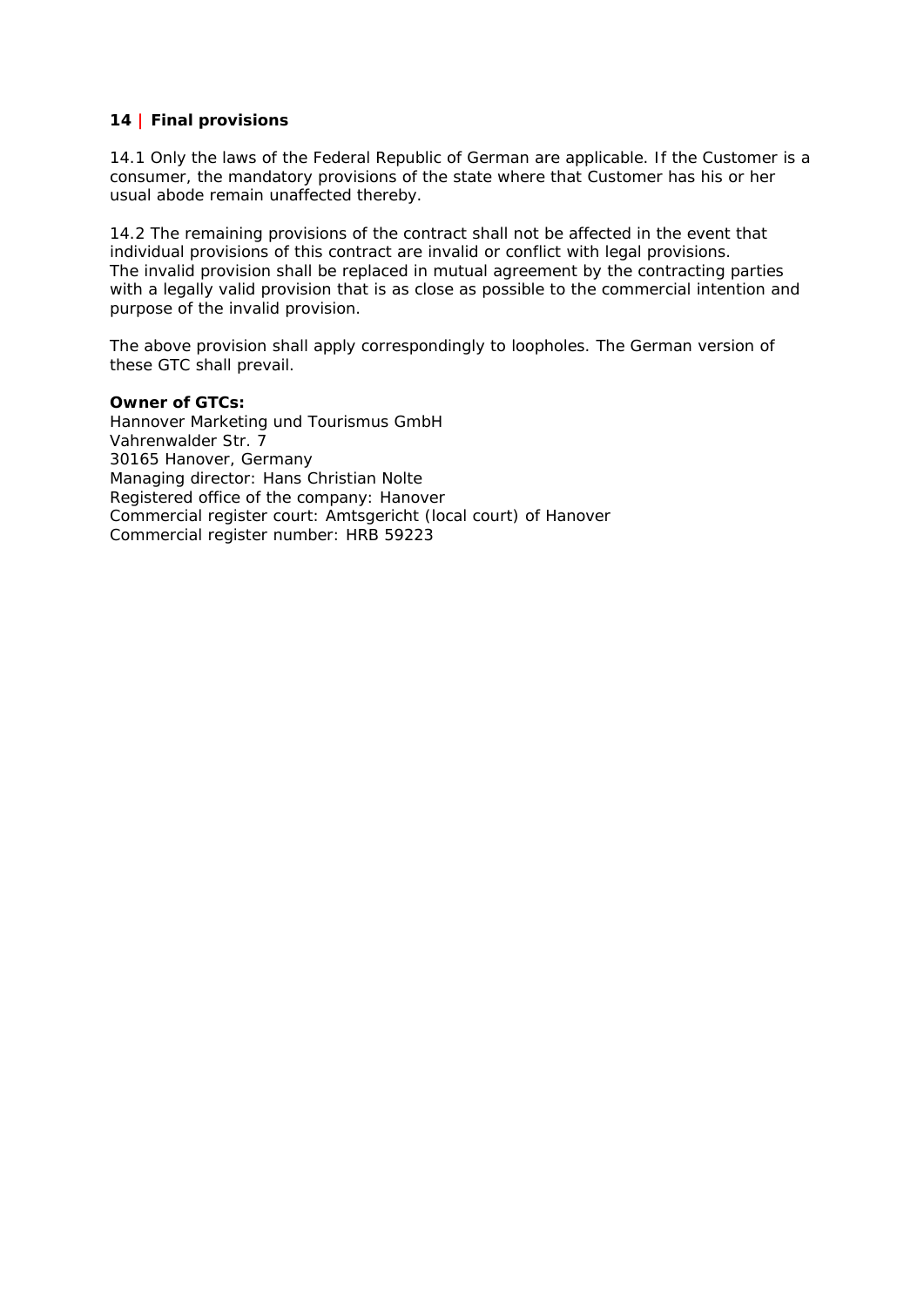## 14 | Final provisions

14.1 Only the laws of the Federal Republic of German are applicable. If the Customer is a consumer, the mandatory provisions of the state where that Customer has his or her usual abode remain unaffected thereby.

14.2 The remaining provisions of the contract shall not be affected in the event that individual provisions of this contract are invalid or conflict with legal provisions. The invalid provision shall be replaced in mutual agreement by the contracting parties with a legally valid provision that is as close as possible to the commercial intention and purpose of the invalid provision.

The above provision shall apply correspondingly to loopholes. The German version of these GTC shall prevail.

**Owner of GTCs:**
Hannover Marketing und Tourismus GmbH
Vahrenwalder Str. 7
30165 Hanover, Germany
Managing director: Hans Christian Nolte
Registered office of the company: Hanover
Commercial register court: Amtsgericht (local court) of Hanover
Commercial register number: HRB 59223